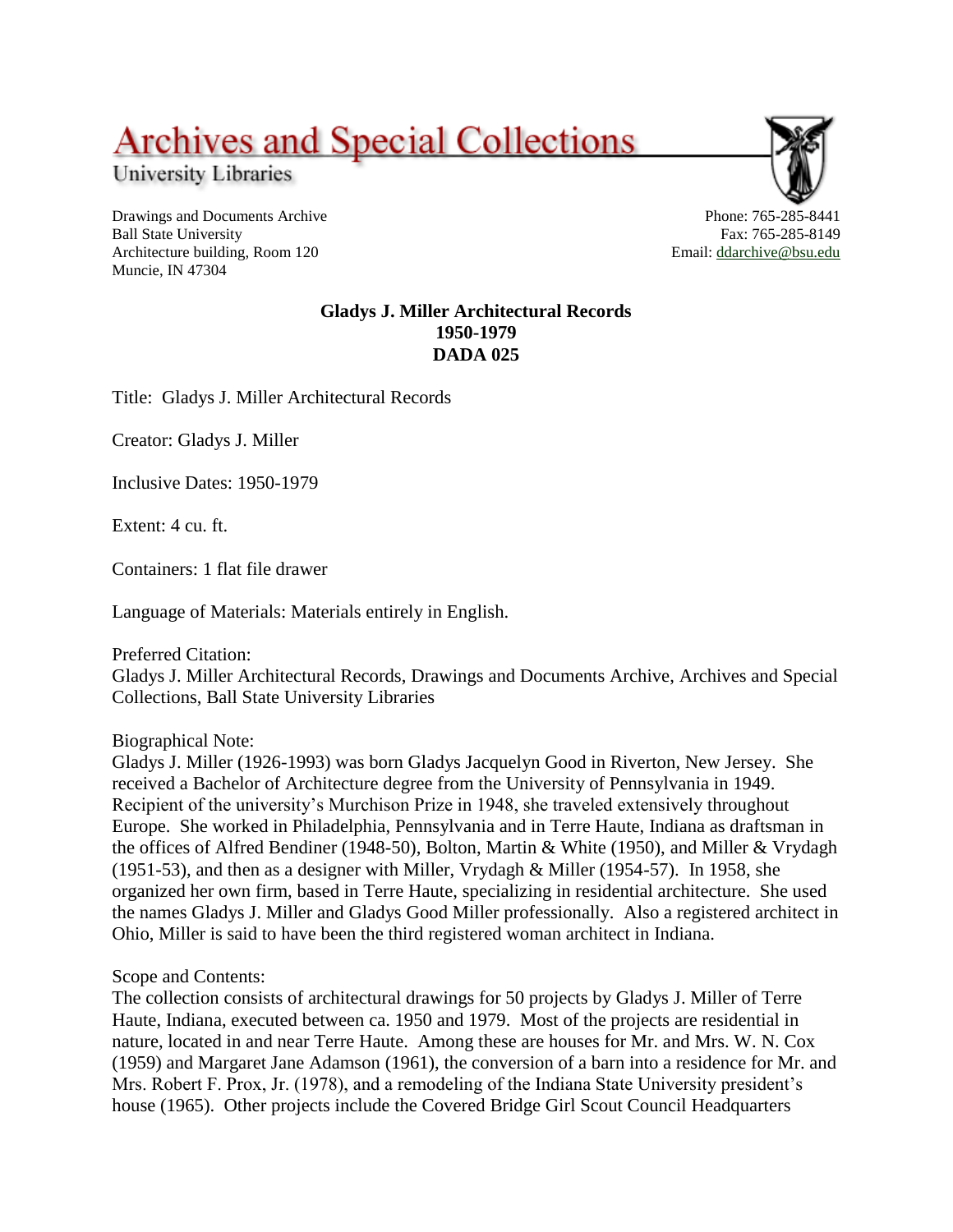# Archives and Special Collections

University Libraries

Drawings and Documents Archive
Ball State University
Architecture building, Room 120
Muncie, IN 47304

Phone: 765-285-8441
Fax: 765-285-8149
Email: ddarchive@bsu.edu

**Gladys J. Miller Architectural Records**
**1950-1979**
**DADA 025**

Title: Gladys J. Miller Architectural Records

Creator: Gladys J. Miller

Inclusive Dates: 1950-1979

Extent: 4 cu. ft.

Containers: 1 flat file drawer

Language of Materials: Materials entirely in English.

Preferred Citation:
Gladys J. Miller Architectural Records, Drawings and Documents Archive, Archives and Special Collections, Ball State University Libraries

Biographical Note:
Gladys J. Miller (1926-1993) was born Gladys Jacquelyn Good in Riverton, New Jersey. She received a Bachelor of Architecture degree from the University of Pennsylvania in 1949. Recipient of the university's Murchison Prize in 1948, she traveled extensively throughout Europe. She worked in Philadelphia, Pennsylvania and in Terre Haute, Indiana as draftsman in the offices of Alfred Bendiner (1948-50), Bolton, Martin & White (1950), and Miller & Vrydagh (1951-53), and then as a designer with Miller, Vrydagh & Miller (1954-57). In 1958, she organized her own firm, based in Terre Haute, specializing in residential architecture. She used the names Gladys J. Miller and Gladys Good Miller professionally. Also a registered architect in Ohio, Miller is said to have been the third registered woman architect in Indiana.

Scope and Contents:
The collection consists of architectural drawings for 50 projects by Gladys J. Miller of Terre Haute, Indiana, executed between ca. 1950 and 1979. Most of the projects are residential in nature, located in and near Terre Haute. Among these are houses for Mr. and Mrs. W. N. Cox (1959) and Margaret Jane Adamson (1961), the conversion of a barn into a residence for Mr. and Mrs. Robert F. Prox, Jr. (1978), and a remodeling of the Indiana State University president's house (1965). Other projects include the Covered Bridge Girl Scout Council Headquarters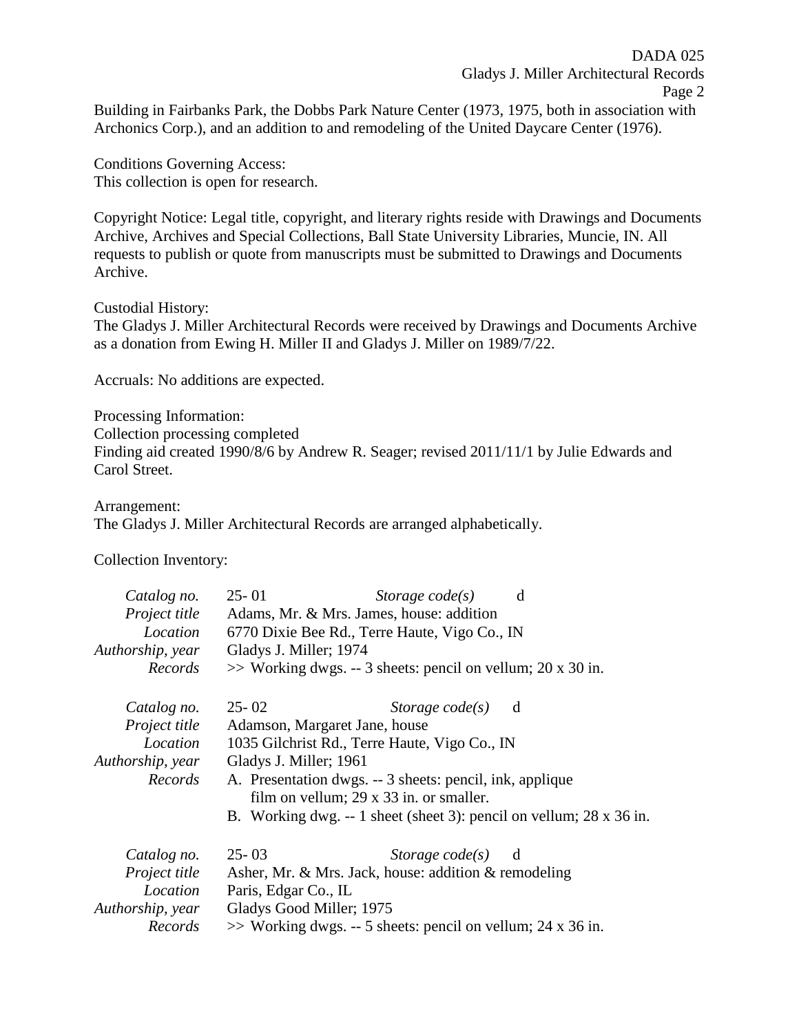Building in Fairbanks Park, the Dobbs Park Nature Center (1973, 1975, both in association with Archonics Corp.), and an addition to and remodeling of the United Daycare Center (1976).

Conditions Governing Access:
This collection is open for research.

Copyright Notice: Legal title, copyright, and literary rights reside with Drawings and Documents Archive, Archives and Special Collections, Ball State University Libraries, Muncie, IN. All requests to publish or quote from manuscripts must be submitted to Drawings and Documents Archive.

Custodial History:
The Gladys J. Miller Architectural Records were received by Drawings and Documents Archive as a donation from Ewing H. Miller II and Gladys J. Miller on 1989/7/22.

Accruals: No additions are expected.

Processing Information:
Collection processing completed
Finding aid created 1990/8/6 by Andrew R. Seager; revised 2011/11/1 by Julie Edwards and Carol Street.

Arrangement:
The Gladys J. Miller Architectural Records are arranged alphabetically.

Collection Inventory:

*Catalog no.* 25- 01 *Storage code(s)* d
*Project title* Adams, Mr. & Mrs. James, house: addition
*Location* 6770 Dixie Bee Rd., Terre Haute, Vigo Co., IN
*Authorship, year* Gladys J. Miller; 1974
*Records* >> Working dwgs. -- 3 sheets: pencil on vellum; 20 x 30 in.

*Catalog no.* 25- 02 *Storage code(s)* d
*Project title* Adamson, Margaret Jane, house
*Location* 1035 Gilchrist Rd., Terre Haute, Vigo Co., IN
*Authorship, year* Gladys J. Miller; 1961
*Records* A. Presentation dwgs. -- 3 sheets: pencil, ink, applique film on vellum; 29 x 33 in. or smaller.
B. Working dwg. -- 1 sheet (sheet 3): pencil on vellum; 28 x 36 in.

*Catalog no.* 25- 03 *Storage code(s)* d
*Project title* Asher, Mr. & Mrs. Jack, house: addition & remodeling
*Location* Paris, Edgar Co., IL
*Authorship, year* Gladys Good Miller; 1975
*Records* >> Working dwgs. -- 5 sheets: pencil on vellum; 24 x 36 in.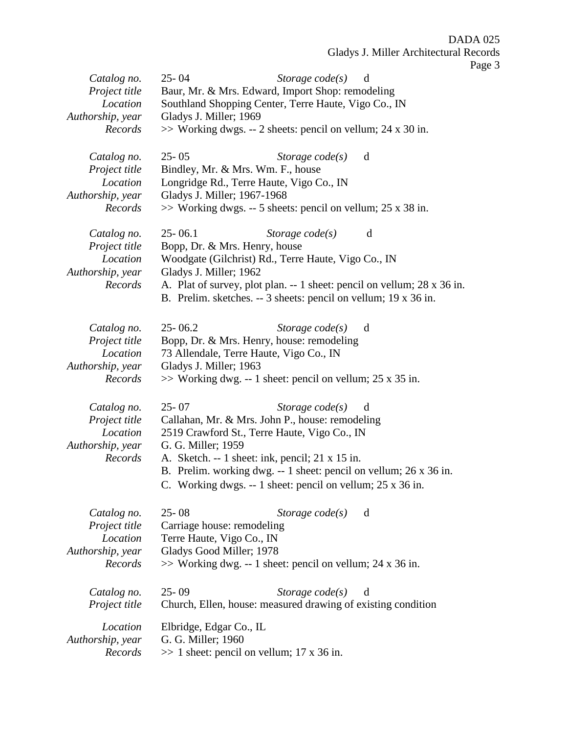*Catalog no.* 25- 04 *Storage code(s)* d
*Project title* Baur, Mr. & Mrs. Edward, Import Shop: remodeling
*Location* Southland Shopping Center, Terre Haute, Vigo Co., IN
*Authorship, year* Gladys J. Miller; 1969
*Records* >> Working dwgs. -- 2 sheets: pencil on vellum; 24 x 30 in.

*Catalog no.* 25- 05 *Storage code(s)* d
*Project title* Bindley, Mr. & Mrs. Wm. F., house
*Location* Longridge Rd., Terre Haute, Vigo Co., IN
*Authorship, year* Gladys J. Miller; 1967-1968
*Records* >> Working dwgs. -- 5 sheets: pencil on vellum; 25 x 38 in.

*Catalog no.* 25- 06.1 *Storage code(s)* d
*Project title* Bopp, Dr. & Mrs. Henry, house
*Location* Woodgate (Gilchrist) Rd., Terre Haute, Vigo Co., IN
*Authorship, year* Gladys J. Miller; 1962
*Records* A. Plat of survey, plot plan. -- 1 sheet: pencil on vellum; 28 x 36 in.
B. Prelim. sketches. -- 3 sheets: pencil on vellum; 19 x 36 in.

*Catalog no.* 25- 06.2 *Storage code(s)* d
*Project title* Bopp, Dr. & Mrs. Henry, house: remodeling
*Location* 73 Allendale, Terre Haute, Vigo Co., IN
*Authorship, year* Gladys J. Miller; 1963
*Records* >> Working dwg. -- 1 sheet: pencil on vellum; 25 x 35 in.

*Catalog no.* 25- 07 *Storage code(s)* d
*Project title* Callahan, Mr. & Mrs. John P., house: remodeling
*Location* 2519 Crawford St., Terre Haute, Vigo Co., IN
*Authorship, year* G. G. Miller; 1959
*Records* A. Sketch. -- 1 sheet: ink, pencil; 21 x 15 in.
B. Prelim. working dwg. -- 1 sheet: pencil on vellum; 26 x 36 in.
C. Working dwgs. -- 1 sheet: pencil on vellum; 25 x 36 in.

*Catalog no.* 25- 08 *Storage code(s)* d
*Project title* Carriage house: remodeling
*Location* Terre Haute, Vigo Co., IN
*Authorship, year* Gladys Good Miller; 1978
*Records* >> Working dwg. -- 1 sheet: pencil on vellum; 24 x 36 in.

*Catalog no.* 25- 09 *Storage code(s)* d
*Project title* Church, Ellen, house: measured drawing of existing condition
*Location* Elbridge, Edgar Co., IL
*Authorship, year* G. G. Miller; 1960
*Records* >> 1 sheet: pencil on vellum; 17 x 36 in.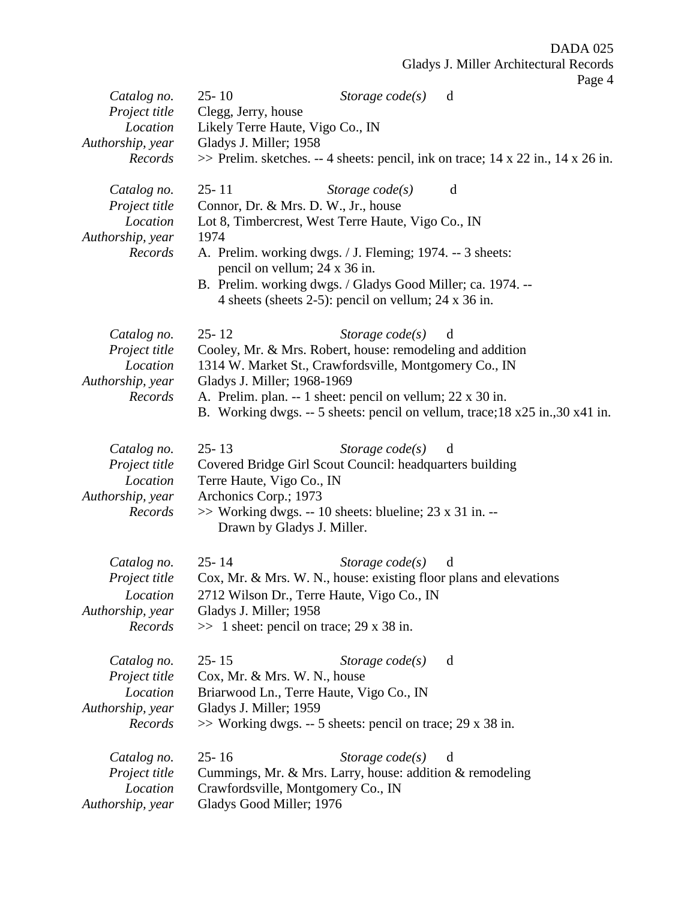| | |
|---|---|
| *Catalog no.* | 25- 10 &nbsp;&nbsp;&nbsp;&nbsp; *Storage code(s)* &nbsp;&nbsp; d |
| *Project title* | Clegg, Jerry, house |
| *Location* | Likely Terre Haute, Vigo Co., IN |
| *Authorship, year* | Gladys J. Miller; 1958 |
| *Records* | >> Prelim. sketches. -- 4 sheets: pencil, ink on trace; 14 x 22 in., 14 x 26 in. |

| | |
|---|---|
| *Catalog no.* | 25- 11 &nbsp;&nbsp;&nbsp;&nbsp; *Storage code(s)* &nbsp;&nbsp; d |
| *Project title* | Connor, Dr. & Mrs. D. W., Jr., house |
| *Location* | Lot 8, Timbercrest, West Terre Haute, Vigo Co., IN |
| *Authorship, year* | 1974 |
| *Records* | A. Prelim. working dwgs. / J. Fleming; 1974. -- 3 sheets: pencil on vellum; 24 x 36 in.<br>B. Prelim. working dwgs. / Gladys Good Miller; ca. 1974. -- 4 sheets (sheets 2-5): pencil on vellum; 24 x 36 in. |

| | |
|---|---|
| *Catalog no.* | 25- 12 &nbsp;&nbsp;&nbsp;&nbsp; *Storage code(s)* &nbsp;&nbsp; d |
| *Project title* | Cooley, Mr. & Mrs. Robert, house: remodeling and addition |
| *Location* | 1314 W. Market St., Crawfordsville, Montgomery Co., IN |
| *Authorship, year* | Gladys J. Miller; 1968-1969 |
| *Records* | A. Prelim. plan. -- 1 sheet: pencil on vellum; 22 x 30 in.<br>B. Working dwgs. -- 5 sheets: pencil on vellum, trace;18 x25 in.,30 x41 in. |

| | |
|---|---|
| *Catalog no.* | 25- 13 &nbsp;&nbsp;&nbsp;&nbsp; *Storage code(s)* &nbsp;&nbsp; d |
| *Project title* | Covered Bridge Girl Scout Council: headquarters building |
| *Location* | Terre Haute, Vigo Co., IN |
| *Authorship, year* | Archonics Corp.; 1973 |
| *Records* | >> Working dwgs. -- 10 sheets: blueline; 23 x 31 in. -- Drawn by Gladys J. Miller. |

| | |
|---|---|
| *Catalog no.* | 25- 14 &nbsp;&nbsp;&nbsp;&nbsp; *Storage code(s)* &nbsp;&nbsp; d |
| *Project title* | Cox, Mr. & Mrs. W. N., house: existing floor plans and elevations |
| *Location* | 2712 Wilson Dr., Terre Haute, Vigo Co., IN |
| *Authorship, year* | Gladys J. Miller; 1958 |
| *Records* | >> 1 sheet: pencil on trace; 29 x 38 in. |

| | |
|---|---|
| *Catalog no.* | 25- 15 &nbsp;&nbsp;&nbsp;&nbsp; *Storage code(s)* &nbsp;&nbsp; d |
| *Project title* | Cox, Mr. & Mrs. W. N., house |
| *Location* | Briarwood Ln., Terre Haute, Vigo Co., IN |
| *Authorship, year* | Gladys J. Miller; 1959 |
| *Records* | >> Working dwgs. -- 5 sheets: pencil on trace; 29 x 38 in. |

| | |
|---|---|
| *Catalog no.* | 25- 16 &nbsp;&nbsp;&nbsp;&nbsp; *Storage code(s)* &nbsp;&nbsp; d |
| *Project title* | Cummings, Mr. & Mrs. Larry, house: addition & remodeling |
| *Location* | Crawfordsville, Montgomery Co., IN |
| *Authorship, year* | Gladys Good Miller; 1976 |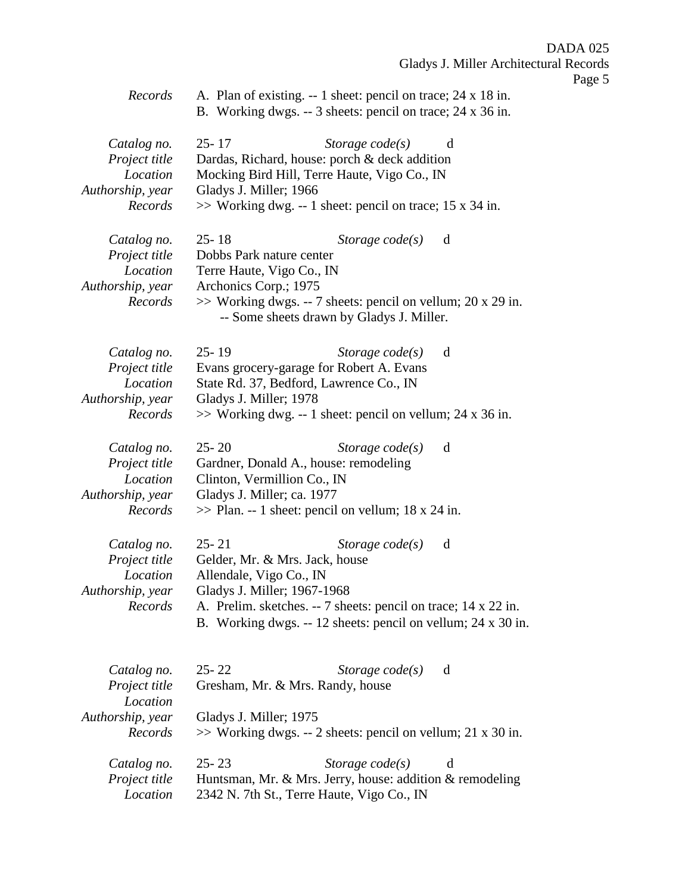*Records* A. Plan of existing. -- 1 sheet: pencil on trace; 24 x 18 in.
B. Working dwgs. -- 3 sheets: pencil on trace; 24 x 36 in.

*Catalog no.* 25- 17 *Storage code(s)* d
*Project title* Dardas, Richard, house: porch & deck addition
*Location* Mocking Bird Hill, Terre Haute, Vigo Co., IN
*Authorship, year* Gladys J. Miller; 1966
*Records* >> Working dwg. -- 1 sheet: pencil on trace; 15 x 34 in.

*Catalog no.* 25- 18 *Storage code(s)* d
*Project title* Dobbs Park nature center
*Location* Terre Haute, Vigo Co., IN
*Authorship, year* Archonics Corp.; 1975
*Records* >> Working dwgs. -- 7 sheets: pencil on vellum; 20 x 29 in.
-- Some sheets drawn by Gladys J. Miller.

*Catalog no.* 25- 19 *Storage code(s)* d
*Project title* Evans grocery-garage for Robert A. Evans
*Location* State Rd. 37, Bedford, Lawrence Co., IN
*Authorship, year* Gladys J. Miller; 1978
*Records* >> Working dwg. -- 1 sheet: pencil on vellum; 24 x 36 in.

*Catalog no.* 25- 20 *Storage code(s)* d
*Project title* Gardner, Donald A., house: remodeling
*Location* Clinton, Vermillion Co., IN
*Authorship, year* Gladys J. Miller; ca. 1977
*Records* >> Plan. -- 1 sheet: pencil on vellum; 18 x 24 in.

*Catalog no.* 25- 21 *Storage code(s)* d
*Project title* Gelder, Mr. & Mrs. Jack, house
*Location* Allendale, Vigo Co., IN
*Authorship, year* Gladys J. Miller; 1967-1968
*Records* A. Prelim. sketches. -- 7 sheets: pencil on trace; 14 x 22 in.
B. Working dwgs. -- 12 sheets: pencil on vellum; 24 x 30 in.

*Catalog no.* 25- 22 *Storage code(s)* d
*Project title* Gresham, Mr. & Mrs. Randy, house
*Location*
*Authorship, year* Gladys J. Miller; 1975
*Records* >> Working dwgs. -- 2 sheets: pencil on vellum; 21 x 30 in.

*Catalog no.* 25- 23 *Storage code(s)* d
*Project title* Huntsman, Mr. & Mrs. Jerry, house: addition & remodeling
*Location* 2342 N. 7th St., Terre Haute, Vigo Co., IN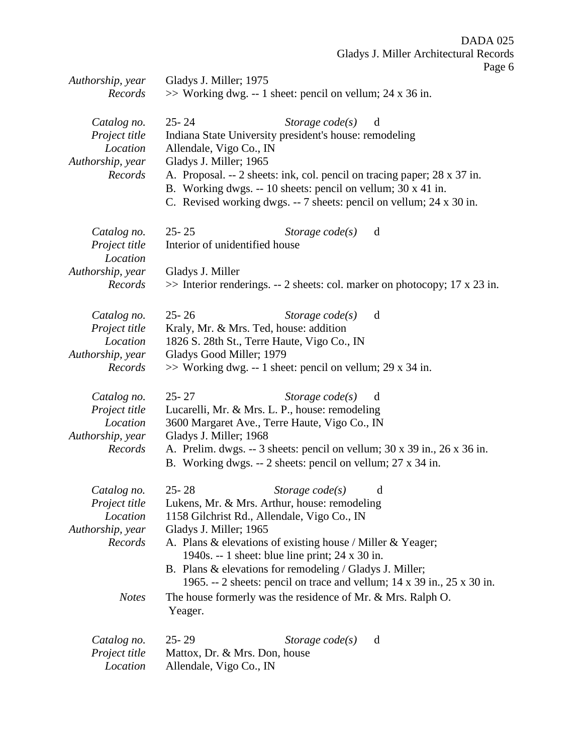| | |
|---|---|
| *Authorship, year* | Gladys J. Miller; 1975 |
| *Records* | >> Working dwg. -- 1 sheet: pencil on vellum; 24 x 36 in. |

| | |
|---|---|
| *Catalog no.* | 25- 24 *Storage code(s)* d |
| *Project title* | Indiana State University president's house: remodeling |
| *Location* | Allendale, Vigo Co., IN |
| *Authorship, year* | Gladys J. Miller; 1965 |
| *Records* | A. Proposal. -- 2 sheets: ink, col. pencil on tracing paper; 28 x 37 in.<br>B. Working dwgs. -- 10 sheets: pencil on vellum; 30 x 41 in.<br>C. Revised working dwgs. -- 7 sheets: pencil on vellum; 24 x 30 in. |

| | |
|---|---|
| *Catalog no.* | 25- 25 *Storage code(s)* d |
| *Project title* | Interior of unidentified house |
| *Location* | |
| *Authorship, year* | Gladys J. Miller |
| *Records* | >> Interior renderings. -- 2 sheets: col. marker on photocopy; 17 x 23 in. |

| | |
|---|---|
| *Catalog no.* | 25- 26 *Storage code(s)* d |
| *Project title* | Kraly, Mr. & Mrs. Ted, house: addition |
| *Location* | 1826 S. 28th St., Terre Haute, Vigo Co., IN |
| *Authorship, year* | Gladys Good Miller; 1979 |
| *Records* | >> Working dwg. -- 1 sheet: pencil on vellum; 29 x 34 in. |

| | |
|---|---|
| *Catalog no.* | 25- 27 *Storage code(s)* d |
| *Project title* | Lucarelli, Mr. & Mrs. L. P., house: remodeling |
| *Location* | 3600 Margaret Ave., Terre Haute, Vigo Co., IN |
| *Authorship, year* | Gladys J. Miller; 1968 |
| *Records* | A. Prelim. dwgs. -- 3 sheets: pencil on vellum; 30 x 39 in., 26 x 36 in.<br>B. Working dwgs. -- 2 sheets: pencil on vellum; 27 x 34 in. |

| | |
|---|---|
| *Catalog no.* | 25- 28 *Storage code(s)* d |
| *Project title* | Lukens, Mr. & Mrs. Arthur, house: remodeling |
| *Location* | 1158 Gilchrist Rd., Allendale, Vigo Co., IN |
| *Authorship, year* | Gladys J. Miller; 1965 |
| *Records* | A. Plans & elevations of existing house / Miller & Yeager; 1940s. -- 1 sheet: blue line print; 24 x 30 in.<br>B. Plans & elevations for remodeling / Gladys J. Miller; 1965. -- 2 sheets: pencil on trace and vellum; 14 x 39 in., 25 x 30 in. |
| *Notes* | The house formerly was the residence of Mr. & Mrs. Ralph O. Yeager. |

| | |
|---|---|
| *Catalog no.* | 25- 29 *Storage code(s)* d |
| *Project title* | Mattox, Dr. & Mrs. Don, house |
| *Location* | Allendale, Vigo Co., IN |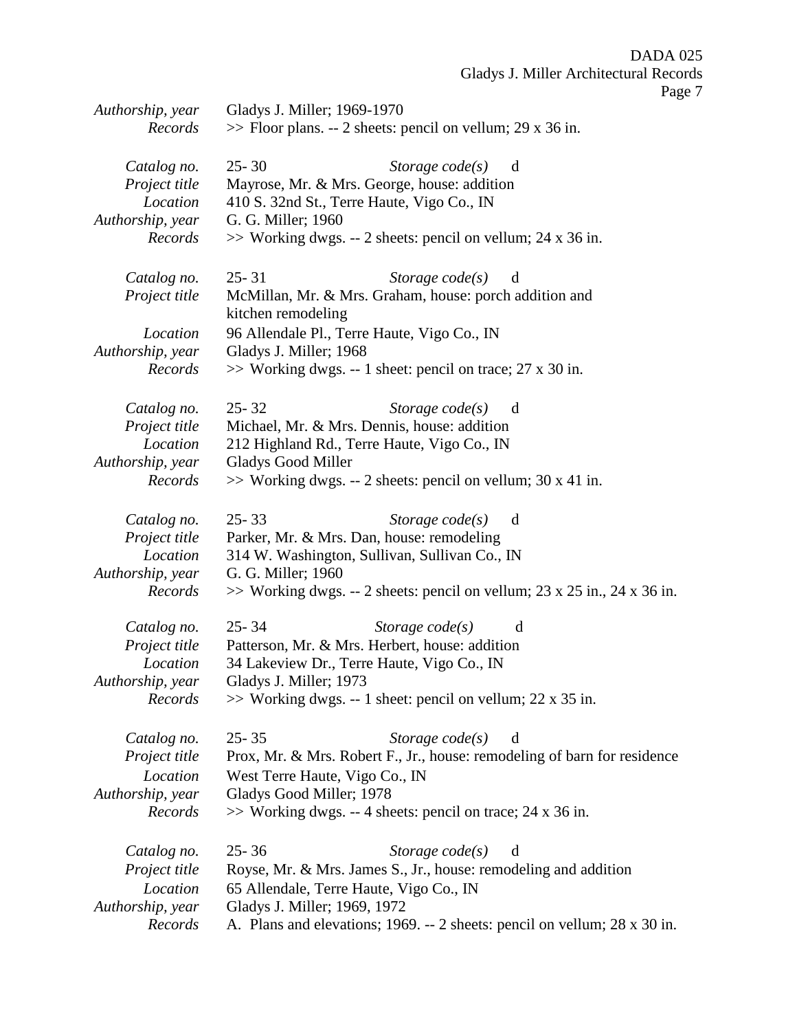| | |
|---|---|
| *Authorship, year* | Gladys J. Miller; 1969-1970 |
| *Records* | >> Floor plans. -- 2 sheets: pencil on vellum; 29 x 36 in. |

| | |
|---|---|
| *Catalog no.* | 25- 30 *Storage code(s)* d |
| *Project title* | Mayrose, Mr. & Mrs. George, house: addition |
| *Location* | 410 S. 32nd St., Terre Haute, Vigo Co., IN |
| *Authorship, year* | G. G. Miller; 1960 |
| *Records* | >> Working dwgs. -- 2 sheets: pencil on vellum; 24 x 36 in. |

| | |
|---|---|
| *Catalog no.* | 25- 31 *Storage code(s)* d |
| *Project title* | McMillan, Mr. & Mrs. Graham, house: porch addition and kitchen remodeling |
| *Location* | 96 Allendale Pl., Terre Haute, Vigo Co., IN |
| *Authorship, year* | Gladys J. Miller; 1968 |
| *Records* | >> Working dwgs. -- 1 sheet: pencil on trace; 27 x 30 in. |

| | |
|---|---|
| *Catalog no.* | 25- 32 *Storage code(s)* d |
| *Project title* | Michael, Mr. & Mrs. Dennis, house: addition |
| *Location* | 212 Highland Rd., Terre Haute, Vigo Co., IN |
| *Authorship, year* | Gladys Good Miller |
| *Records* | >> Working dwgs. -- 2 sheets: pencil on vellum; 30 x 41 in. |

| | |
|---|---|
| *Catalog no.* | 25- 33 *Storage code(s)* d |
| *Project title* | Parker, Mr. & Mrs. Dan, house: remodeling |
| *Location* | 314 W. Washington, Sullivan, Sullivan Co., IN |
| *Authorship, year* | G. G. Miller; 1960 |
| *Records* | >> Working dwgs. -- 2 sheets: pencil on vellum; 23 x 25 in., 24 x 36 in. |

| | |
|---|---|
| *Catalog no.* | 25- 34 *Storage code(s)* d |
| *Project title* | Patterson, Mr. & Mrs. Herbert, house: addition |
| *Location* | 34 Lakeview Dr., Terre Haute, Vigo Co., IN |
| *Authorship, year* | Gladys J. Miller; 1973 |
| *Records* | >> Working dwgs. -- 1 sheet: pencil on vellum; 22 x 35 in. |

| | |
|---|---|
| *Catalog no.* | 25- 35 *Storage code(s)* d |
| *Project title* | Prox, Mr. & Mrs. Robert F., Jr., house: remodeling of barn for residence |
| *Location* | West Terre Haute, Vigo Co., IN |
| *Authorship, year* | Gladys Good Miller; 1978 |
| *Records* | >> Working dwgs. -- 4 sheets: pencil on trace; 24 x 36 in. |

| | |
|---|---|
| *Catalog no.* | 25- 36 *Storage code(s)* d |
| *Project title* | Royse, Mr. & Mrs. James S., Jr., house: remodeling and addition |
| *Location* | 65 Allendale, Terre Haute, Vigo Co., IN |
| *Authorship, year* | Gladys J. Miller; 1969, 1972 |
| *Records* | A. Plans and elevations; 1969. -- 2 sheets: pencil on vellum; 28 x 30 in. |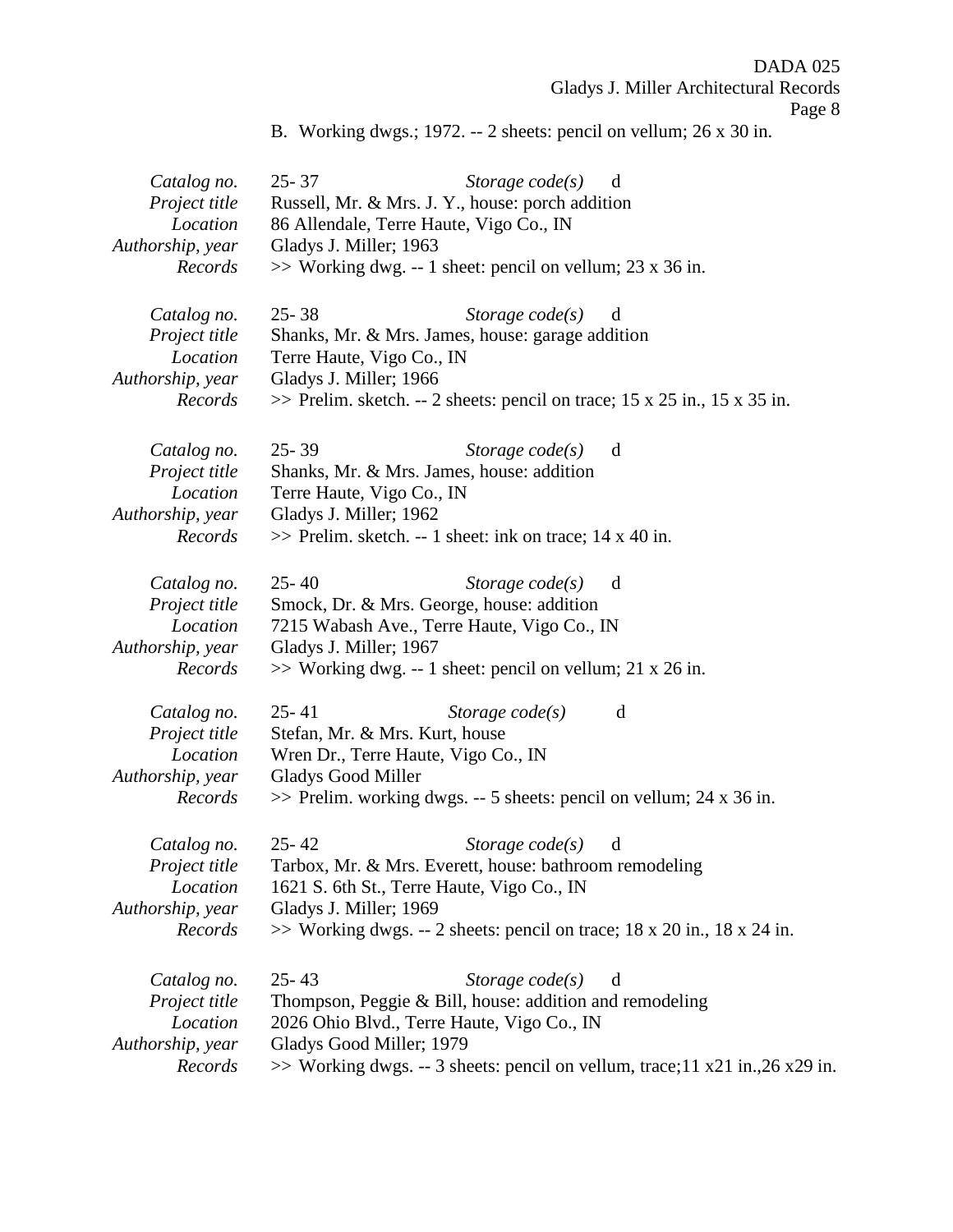B. Working dwgs.; 1972. -- 2 sheets: pencil on vellum; 26 x 30 in.

| | |
|---|---|
| *Catalog no.* | 25- 37 *Storage code(s)* d |
| *Project title* | Russell, Mr. & Mrs. J. Y., house: porch addition |
| *Location* | 86 Allendale, Terre Haute, Vigo Co., IN |
| *Authorship, year* | Gladys J. Miller; 1963 |
| *Records* | >> Working dwg. -- 1 sheet: pencil on vellum; 23 x 36 in. |

| | |
|---|---|
| *Catalog no.* | 25- 38 *Storage code(s)* d |
| *Project title* | Shanks, Mr. & Mrs. James, house: garage addition |
| *Location* | Terre Haute, Vigo Co., IN |
| *Authorship, year* | Gladys J. Miller; 1966 |
| *Records* | >> Prelim. sketch. -- 2 sheets: pencil on trace; 15 x 25 in., 15 x 35 in. |

| | |
|---|---|
| *Catalog no.* | 25- 39 *Storage code(s)* d |
| *Project title* | Shanks, Mr. & Mrs. James, house: addition |
| *Location* | Terre Haute, Vigo Co., IN |
| *Authorship, year* | Gladys J. Miller; 1962 |
| *Records* | >> Prelim. sketch. -- 1 sheet: ink on trace; 14 x 40 in. |

| | |
|---|---|
| *Catalog no.* | 25- 40 *Storage code(s)* d |
| *Project title* | Smock, Dr. & Mrs. George, house: addition |
| *Location* | 7215 Wabash Ave., Terre Haute, Vigo Co., IN |
| *Authorship, year* | Gladys J. Miller; 1967 |
| *Records* | >> Working dwg. -- 1 sheet: pencil on vellum; 21 x 26 in. |

| | |
|---|---|
| *Catalog no.* | 25- 41 *Storage code(s)* d |
| *Project title* | Stefan, Mr. & Mrs. Kurt, house |
| *Location* | Wren Dr., Terre Haute, Vigo Co., IN |
| *Authorship, year* | Gladys Good Miller |
| *Records* | >> Prelim. working dwgs. -- 5 sheets: pencil on vellum; 24 x 36 in. |

| | |
|---|---|
| *Catalog no.* | 25- 42 *Storage code(s)* d |
| *Project title* | Tarbox, Mr. & Mrs. Everett, house: bathroom remodeling |
| *Location* | 1621 S. 6th St., Terre Haute, Vigo Co., IN |
| *Authorship, year* | Gladys J. Miller; 1969 |
| *Records* | >> Working dwgs. -- 2 sheets: pencil on trace; 18 x 20 in., 18 x 24 in. |

| | |
|---|---|
| *Catalog no.* | 25- 43 *Storage code(s)* d |
| *Project title* | Thompson, Peggie & Bill, house: addition and remodeling |
| *Location* | 2026 Ohio Blvd., Terre Haute, Vigo Co., IN |
| *Authorship, year* | Gladys Good Miller; 1979 |
| *Records* | >> Working dwgs. -- 3 sheets: pencil on vellum, trace;11 x21 in.,26 x29 in. |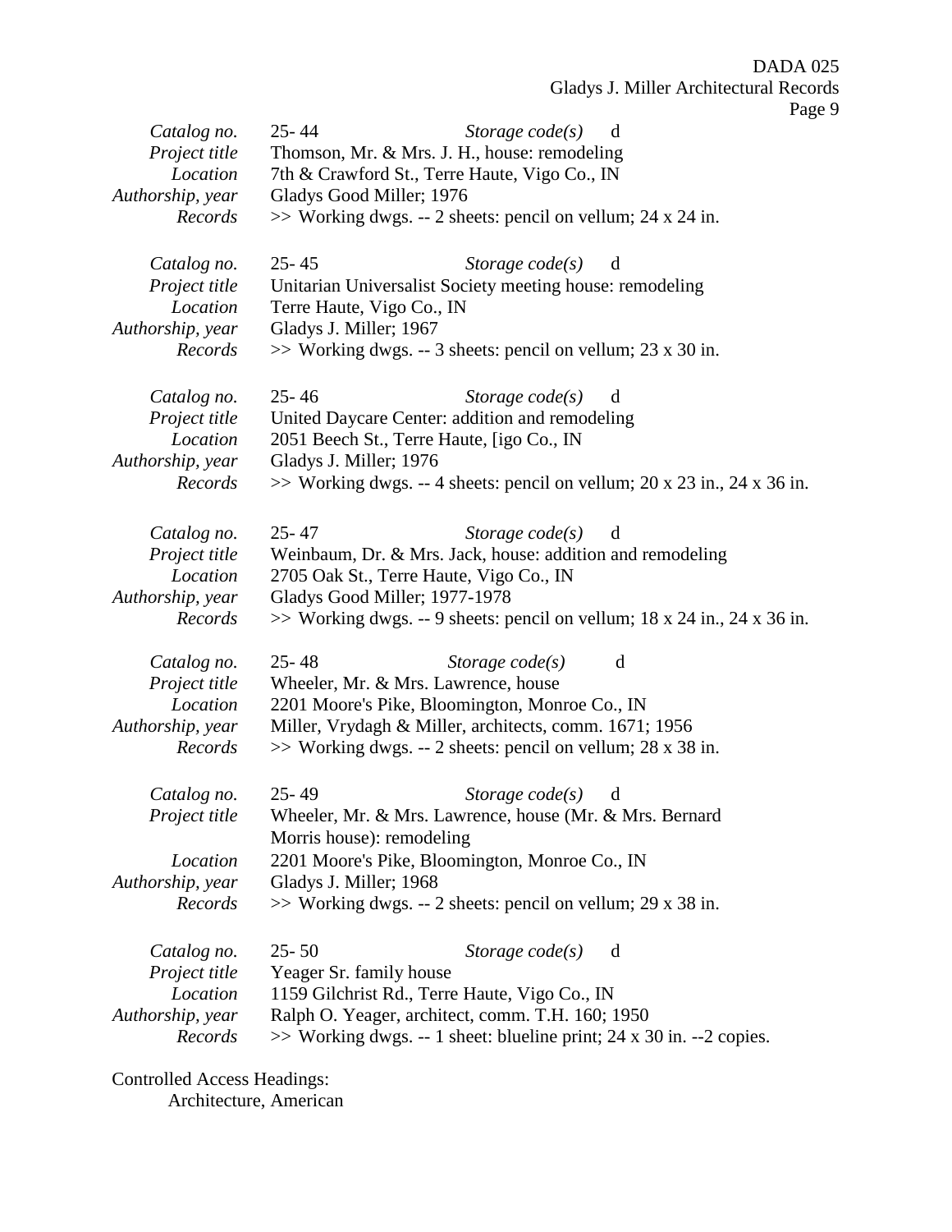| | |
|---|---|
| *Catalog no.* | 25- 44 *Storage code(s)* d |
| *Project title* | Thomson, Mr. & Mrs. J. H., house: remodeling |
| *Location* | 7th & Crawford St., Terre Haute, Vigo Co., IN |
| *Authorship, year* | Gladys Good Miller; 1976 |
| *Records* | >> Working dwgs. -- 2 sheets: pencil on vellum; 24 x 24 in. |

| | |
|---|---|
| *Catalog no.* | 25- 45 *Storage code(s)* d |
| *Project title* | Unitarian Universalist Society meeting house: remodeling |
| *Location* | Terre Haute, Vigo Co., IN |
| *Authorship, year* | Gladys J. Miller; 1967 |
| *Records* | >> Working dwgs. -- 3 sheets: pencil on vellum; 23 x 30 in. |

| | |
|---|---|
| *Catalog no.* | 25- 46 *Storage code(s)* d |
| *Project title* | United Daycare Center: addition and remodeling |
| *Location* | 2051 Beech St., Terre Haute, [igo Co., IN |
| *Authorship, year* | Gladys J. Miller; 1976 |
| *Records* | >> Working dwgs. -- 4 sheets: pencil on vellum; 20 x 23 in., 24 x 36 in. |

| | |
|---|---|
| *Catalog no.* | 25- 47 *Storage code(s)* d |
| *Project title* | Weinbaum, Dr. & Mrs. Jack, house: addition and remodeling |
| *Location* | 2705 Oak St., Terre Haute, Vigo Co., IN |
| *Authorship, year* | Gladys Good Miller; 1977-1978 |
| *Records* | >> Working dwgs. -- 9 sheets: pencil on vellum; 18 x 24 in., 24 x 36 in. |

| | |
|---|---|
| *Catalog no.* | 25- 48 *Storage code(s)* d |
| *Project title* | Wheeler, Mr. & Mrs. Lawrence, house |
| *Location* | 2201 Moore's Pike, Bloomington, Monroe Co., IN |
| *Authorship, year* | Miller, Vrydagh & Miller, architects, comm. 1671; 1956 |
| *Records* | >> Working dwgs. -- 2 sheets: pencil on vellum; 28 x 38 in. |

| | |
|---|---|
| *Catalog no.* | 25- 49 *Storage code(s)* d |
| *Project title* | Wheeler, Mr. & Mrs. Lawrence, house (Mr. & Mrs. Bernard Morris house): remodeling |
| *Location* | 2201 Moore's Pike, Bloomington, Monroe Co., IN |
| *Authorship, year* | Gladys J. Miller; 1968 |
| *Records* | >> Working dwgs. -- 2 sheets: pencil on vellum; 29 x 38 in. |

| | |
|---|---|
| *Catalog no.* | 25- 50 *Storage code(s)* d |
| *Project title* | Yeager Sr. family house |
| *Location* | 1159 Gilchrist Rd., Terre Haute, Vigo Co., IN |
| *Authorship, year* | Ralph O. Yeager, architect, comm. T.H. 160; 1950 |
| *Records* | >> Working dwgs. -- 1 sheet: blueline print; 24 x 30 in. --2 copies. |

Controlled Access Headings:

Architecture, American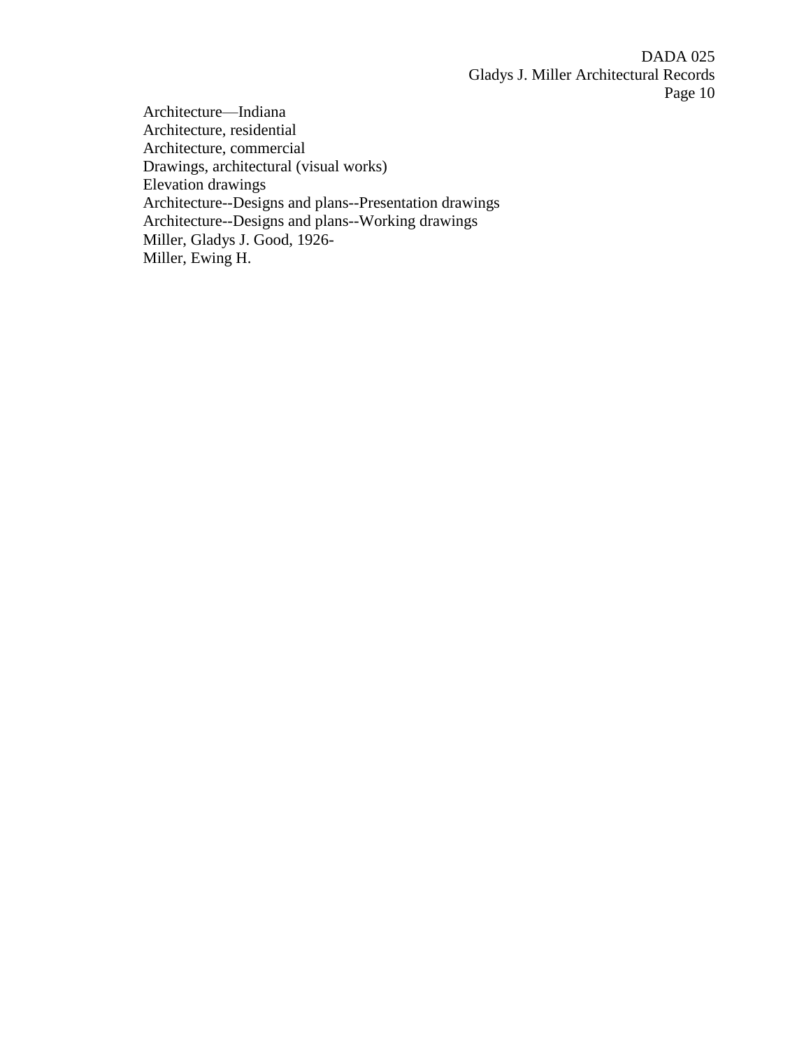Architecture—Indiana
Architecture, residential
Architecture, commercial
Drawings, architectural (visual works)
Elevation drawings
Architecture--Designs and plans--Presentation drawings
Architecture--Designs and plans--Working drawings
Miller, Gladys J. Good, 1926-
Miller, Ewing H.